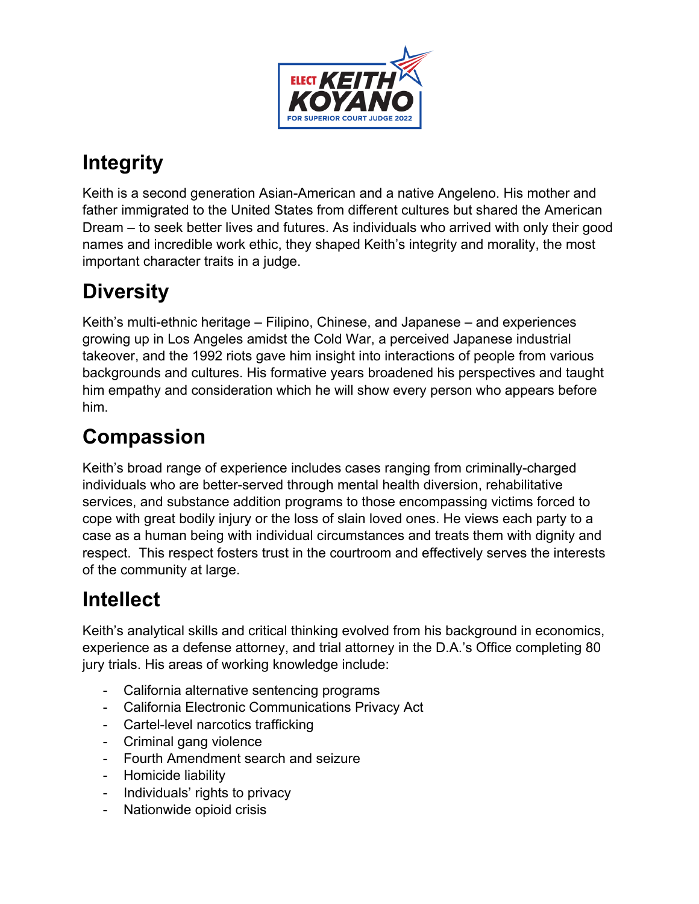ELECT KEITH KOYANO
FOR SUPERIOR COURT JUDGE 2022

## Integrity

Keith is a second generation Asian-American and a native Angeleno. His mother and father immigrated to the United States from different cultures but shared the American Dream – to seek better lives and futures. As individuals who arrived with only their good names and incredible work ethic, they shaped Keith's integrity and morality, the most important character traits in a judge.

## Diversity

Keith's multi-ethnic heritage – Filipino, Chinese, and Japanese – and experiences growing up in Los Angeles amidst the Cold War, a perceived Japanese industrial takeover, and the 1992 riots gave him insight into interactions of people from various backgrounds and cultures. His formative years broadened his perspectives and taught him empathy and consideration which he will show every person who appears before him.

## Compassion

Keith's broad range of experience includes cases ranging from criminally-charged individuals who are better-served through mental health diversion, rehabilitative services, and substance addition programs to those encompassing victims forced to cope with great bodily injury or the loss of slain loved ones. He views each party to a case as a human being with individual circumstances and treats them with dignity and respect. This respect fosters trust in the courtroom and effectively serves the interests of the community at large.

## Intellect

Keith's analytical skills and critical thinking evolved from his background in economics, experience as a defense attorney, and trial attorney in the D.A.'s Office completing 80 jury trials. His areas of working knowledge include:

- California alternative sentencing programs
- California Electronic Communications Privacy Act
- Cartel-level narcotics trafficking
- Criminal gang violence
- Fourth Amendment search and seizure
- Homicide liability
- Individuals' rights to privacy
- Nationwide opioid crisis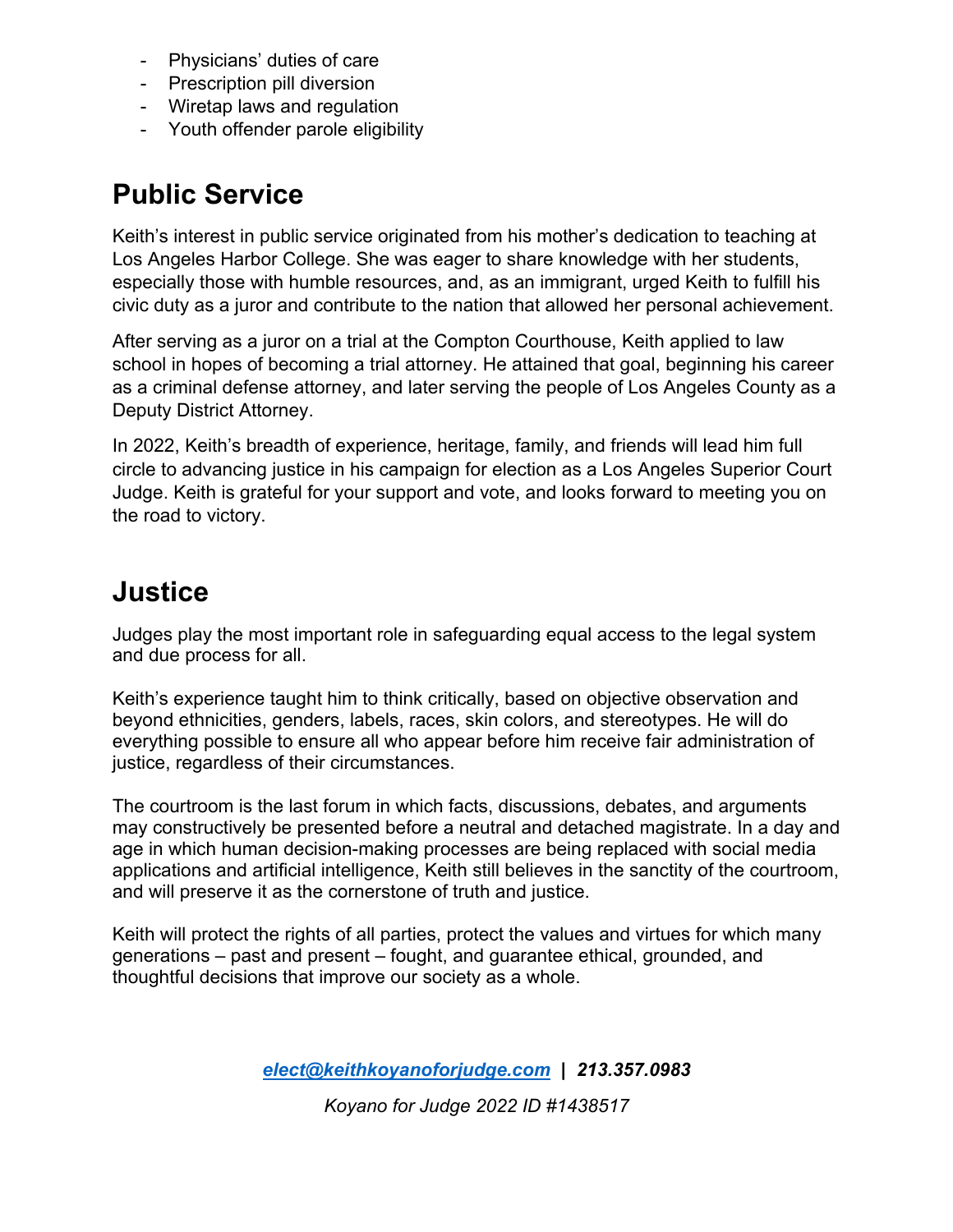- Physicians' duties of care
- Prescription pill diversion
- Wiretap laws and regulation
- Youth offender parole eligibility

## Public Service

Keith's interest in public service originated from his mother's dedication to teaching at Los Angeles Harbor College. She was eager to share knowledge with her students, especially those with humble resources, and, as an immigrant, urged Keith to fulfill his civic duty as a juror and contribute to the nation that allowed her personal achievement.

After serving as a juror on a trial at the Compton Courthouse, Keith applied to law school in hopes of becoming a trial attorney. He attained that goal, beginning his career as a criminal defense attorney, and later serving the people of Los Angeles County as a Deputy District Attorney.

In 2022, Keith's breadth of experience, heritage, family, and friends will lead him full circle to advancing justice in his campaign for election as a Los Angeles Superior Court Judge. Keith is grateful for your support and vote, and looks forward to meeting you on the road to victory.

## Justice

Judges play the most important role in safeguarding equal access to the legal system and due process for all.

Keith's experience taught him to think critically, based on objective observation and beyond ethnicities, genders, labels, races, skin colors, and stereotypes. He will do everything possible to ensure all who appear before him receive fair administration of justice, regardless of their circumstances.

The courtroom is the last forum in which facts, discussions, debates, and arguments may constructively be presented before a neutral and detached magistrate. In a day and age in which human decision-making processes are being replaced with social media applications and artificial intelligence, Keith still believes in the sanctity of the courtroom, and will preserve it as the cornerstone of truth and justice.

Keith will protect the rights of all parties, protect the values and virtues for which many generations – past and present – fought, and guarantee ethical, grounded, and thoughtful decisions that improve our society as a whole.

***elect@keithkoyanoforjudge.com* | *213.357.0983***

*Koyano for Judge 2022 ID #1438517*